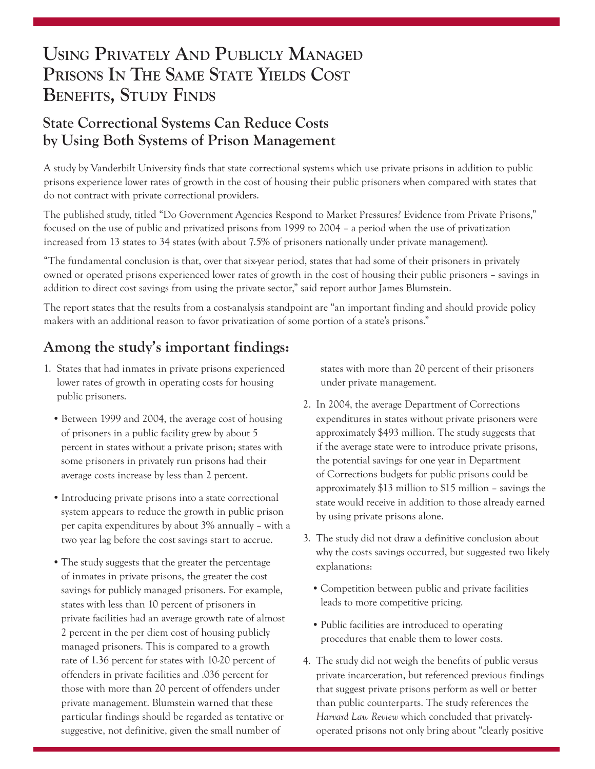# Using Privately And Publicly Managed Prisons In The Same State Yields Cost Benefits, Study Finds

## State Correctional Systems Can Reduce Costs by Using Both Systems of Prison Management

A study by Vanderbilt University finds that state correctional systems which use private prisons in addition to public prisons experience lower rates of growth in the cost of housing their public prisoners when compared with states that do not contract with private correctional providers.

The published study, titled "Do Government Agencies Respond to Market Pressures? Evidence from Private Prisons," focused on the use of public and privatized prisons from 1999 to 2004 – a period when the use of privatization increased from 13 states to 34 states (with about 7.5% of prisoners nationally under private management).

"The fundamental conclusion is that, over that six-year period, states that had some of their prisoners in privately owned or operated prisons experienced lower rates of growth in the cost of housing their public prisoners – savings in addition to direct cost savings from using the private sector," said report author James Blumstein.

The report states that the results from a cost-analysis standpoint are "an important finding and should provide policy makers with an additional reason to favor privatization of some portion of a state's prisons."

## Among the study's important findings:

1. States that had inmates in private prisons experienced lower rates of growth in operating costs for housing public prisoners.
   - Between 1999 and 2004, the average cost of housing of prisoners in a public facility grew by about 5 percent in states without a private prison; states with some prisoners in privately run prisons had their average costs increase by less than 2 percent.
   - Introducing private prisons into a state correctional system appears to reduce the growth in public prison per capita expenditures by about 3% annually – with a two year lag before the cost savings start to accrue.
   - The study suggests that the greater the percentage of inmates in private prisons, the greater the cost savings for publicly managed prisoners. For example, states with less than 10 percent of prisoners in private facilities had an average growth rate of almost 2 percent in the per diem cost of housing publicly managed prisoners. This is compared to a growth rate of 1.36 percent for states with 10-20 percent of offenders in private facilities and .036 percent for those with more than 20 percent of offenders under private management. Blumstein warned that these particular findings should be regarded as tentative or suggestive, not definitive, given the small number of states with more than 20 percent of their prisoners under private management.
2. In 2004, the average Department of Corrections expenditures in states without private prisoners were approximately $493 million. The study suggests that if the average state were to introduce private prisons, the potential savings for one year in Department of Corrections budgets for public prisons could be approximately $13 million to $15 million – savings the state would receive in addition to those already earned by using private prisons alone.
3. The study did not draw a definitive conclusion about why the costs savings occurred, but suggested two likely explanations:
   - Competition between public and private facilities leads to more competitive pricing.
   - Public facilities are introduced to operating procedures that enable them to lower costs.
4. The study did not weigh the benefits of public versus private incarceration, but referenced previous findings that suggest private prisons perform as well or better than public counterparts. The study references the *Harvard Law Review* which concluded that privately-operated prisons not only bring about "clearly positive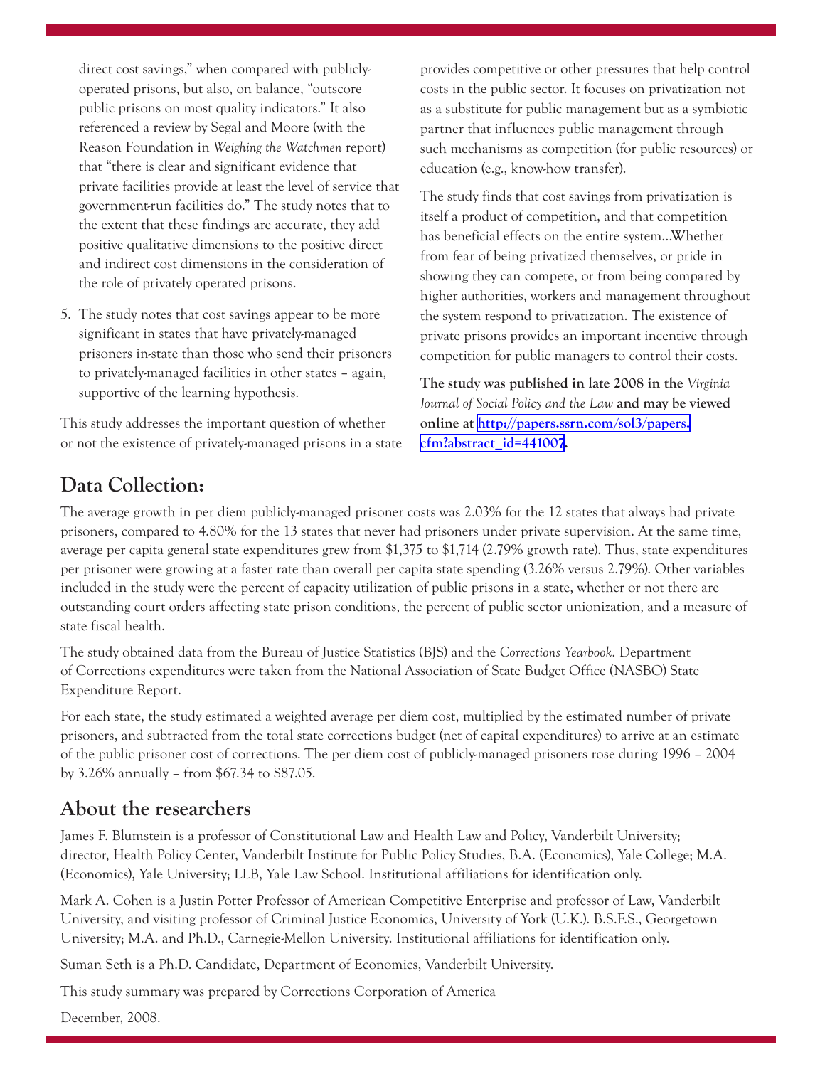direct cost savings," when compared with publicly-operated prisons, but also, on balance, "outscore public prisons on most quality indicators." It also referenced a review by Segal and Moore (with the Reason Foundation in *Weighing the Watchmen* report) that "there is clear and significant evidence that private facilities provide at least the level of service that government-run facilities do." The study notes that to the extent that these findings are accurate, they add positive qualitative dimensions to the positive direct and indirect cost dimensions in the consideration of the role of privately operated prisons.

5. The study notes that cost savings appear to be more significant in states that have privately-managed prisoners in-state than those who send their prisoners to privately-managed facilities in other states – again, supportive of the learning hypothesis.

This study addresses the important question of whether or not the existence of privately-managed prisons in a state provides competitive or other pressures that help control costs in the public sector. It focuses on privatization not as a substitute for public management but as a symbiotic partner that influences public management through such mechanisms as competition (for public resources) or education (e.g., know-how transfer).

The study finds that cost savings from privatization is itself a product of competition, and that competition has beneficial effects on the entire system...Whether from fear of being privatized themselves, or pride in showing they can compete, or from being compared by higher authorities, workers and management throughout the system respond to privatization. The existence of private prisons provides an important incentive through competition for public managers to control their costs.

**The study was published in late 2008 in the** *Virginia Journal of Social Policy and the Law* **and may be viewed online at http://papers.ssrn.com/sol3/papers.cfm?abstract_id=441007.**

## Data Collection:

The average growth in per diem publicly-managed prisoner costs was 2.03% for the 12 states that always had private prisoners, compared to 4.80% for the 13 states that never had prisoners under private supervision. At the same time, average per capita general state expenditures grew from $1,375 to $1,714 (2.79% growth rate). Thus, state expenditures per prisoner were growing at a faster rate than overall per capita state spending (3.26% versus 2.79%). Other variables included in the study were the percent of capacity utilization of public prisons in a state, whether or not there are outstanding court orders affecting state prison conditions, the percent of public sector unionization, and a measure of state fiscal health.

The study obtained data from the Bureau of Justice Statistics (BJS) and the *Corrections Yearbook*. Department of Corrections expenditures were taken from the National Association of State Budget Office (NASBO) State Expenditure Report.

For each state, the study estimated a weighted average per diem cost, multiplied by the estimated number of private prisoners, and subtracted from the total state corrections budget (net of capital expenditures) to arrive at an estimate of the public prisoner cost of corrections. The per diem cost of publicly-managed prisoners rose during 1996 – 2004 by 3.26% annually – from $67.34 to $87.05.

## About the researchers

James F. Blumstein is a professor of Constitutional Law and Health Law and Policy, Vanderbilt University; director, Health Policy Center, Vanderbilt Institute for Public Policy Studies, B.A. (Economics), Yale College; M.A. (Economics), Yale University; LLB, Yale Law School. Institutional affiliations for identification only.

Mark A. Cohen is a Justin Potter Professor of American Competitive Enterprise and professor of Law, Vanderbilt University, and visiting professor of Criminal Justice Economics, University of York (U.K.). B.S.F.S., Georgetown University; M.A. and Ph.D., Carnegie-Mellon University. Institutional affiliations for identification only.

Suman Seth is a Ph.D. Candidate, Department of Economics, Vanderbilt University.

This study summary was prepared by Corrections Corporation of America

December, 2008.